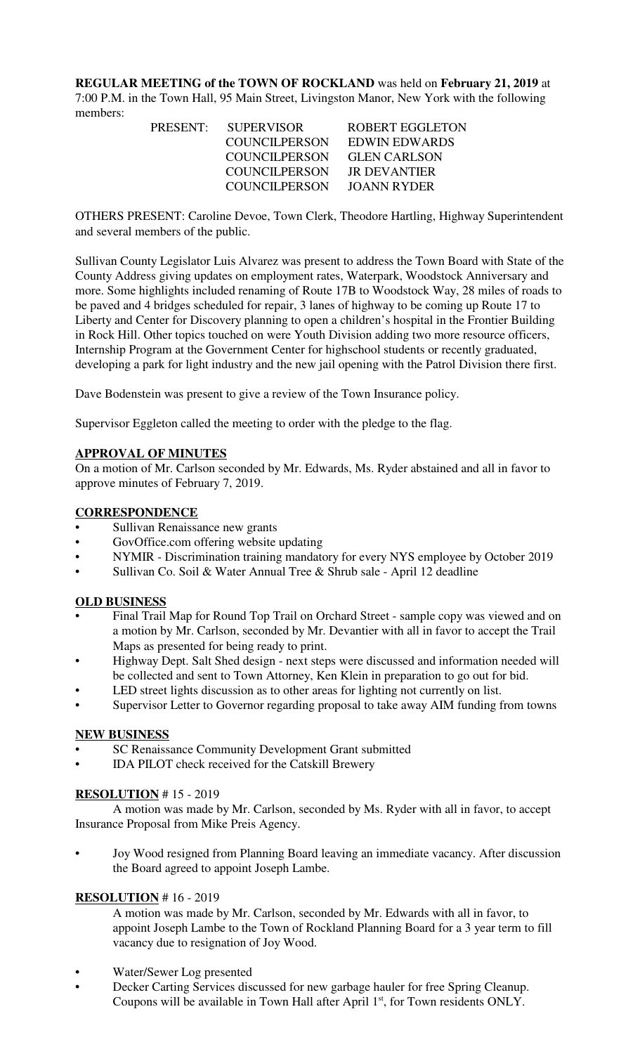**REGULAR MEETING of the TOWN OF ROCKLAND** was held on **February 21, 2019** at 7:00 P.M. in the Town Hall, 95 Main Street, Livingston Manor, New York with the following members:

| PRESENT: | SUPERVISOR | ROBERT EGGLETON |
|---|---|---|
| | COUNCILPERSON | EDWIN EDWARDS |
| | COUNCILPERSON | GLEN CARLSON |
| | COUNCILPERSON | JR DEVANTIER |
| | COUNCILPERSON | JOANN RYDER |

OTHERS PRESENT: Caroline Devoe, Town Clerk, Theodore Hartling, Highway Superintendent and several members of the public.

Sullivan County Legislator Luis Alvarez was present to address the Town Board with State of the County Address giving updates on employment rates, Waterpark, Woodstock Anniversary and more. Some highlights included renaming of Route 17B to Woodstock Way, 28 miles of roads to be paved and 4 bridges scheduled for repair, 3 lanes of highway to be coming up Route 17 to Liberty and Center for Discovery planning to open a children's hospital in the Frontier Building in Rock Hill. Other topics touched on were Youth Division adding two more resource officers, Internship Program at the Government Center for highschool students or recently graduated, developing a park for light industry and the new jail opening with the Patrol Division there first.

Dave Bodenstein was present to give a review of the Town Insurance policy.

Supervisor Eggleton called the meeting to order with the pledge to the flag.

## APPROVAL OF MINUTES

On a motion of Mr. Carlson seconded by Mr. Edwards, Ms. Ryder abstained and all in favor to approve minutes of February 7, 2019.

## CORRESPONDENCE

- Sullivan Renaissance new grants
- GovOffice.com offering website updating
- NYMIR - Discrimination training mandatory for every NYS employee by October 2019
- Sullivan Co. Soil & Water Annual Tree & Shrub sale - April 12 deadline

## OLD BUSINESS

- Final Trail Map for Round Top Trail on Orchard Street - sample copy was viewed and on a motion by Mr. Carlson, seconded by Mr. Devantier with all in favor to accept the Trail Maps as presented for being ready to print.
- Highway Dept. Salt Shed design - next steps were discussed and information needed will be collected and sent to Town Attorney, Ken Klein in preparation to go out for bid.
- LED street lights discussion as to other areas for lighting not currently on list.
- Supervisor Letter to Governor regarding proposal to take away AIM funding from towns

## NEW BUSINESS

- SC Renaissance Community Development Grant submitted
- IDA PILOT check received for the Catskill Brewery

## RESOLUTION # 15 - 2019

A motion was made by Mr. Carlson, seconded by Ms. Ryder with all in favor, to accept Insurance Proposal from Mike Preis Agency.

- Joy Wood resigned from Planning Board leaving an immediate vacancy. After discussion the Board agreed to appoint Joseph Lambe.

## RESOLUTION # 16 - 2019

A motion was made by Mr. Carlson, seconded by Mr. Edwards with all in favor, to appoint Joseph Lambe to the Town of Rockland Planning Board for a 3 year term to fill vacancy due to resignation of Joy Wood.

- Water/Sewer Log presented
- Decker Carting Services discussed for new garbage hauler for free Spring Cleanup. Coupons will be available in Town Hall after April 1st, for Town residents ONLY.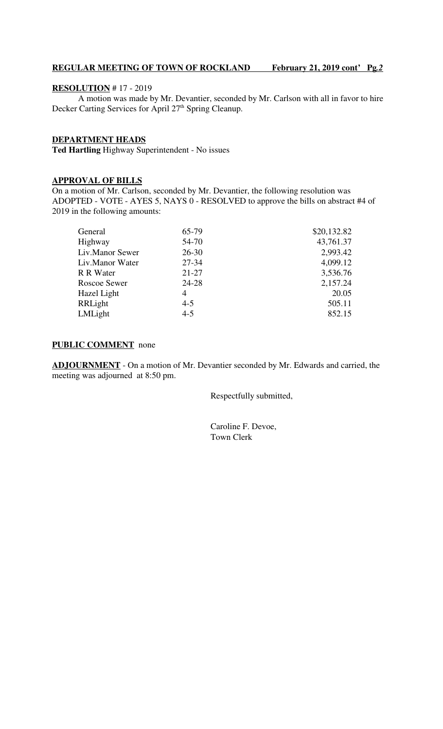**REGULAR MEETING OF TOWN OF ROCKLAND February 21, 2019 cont' Pg.2**

**RESOLUTION** # 17 - 2019

A motion was made by Mr. Devantier, seconded by Mr. Carlson with all in favor to hire Decker Carting Services for April 27th Spring Cleanup.

**DEPARTMENT HEADS**

**Ted Hartling** Highway Superintendent - No issues

**APPROVAL OF BILLS**

On a motion of Mr. Carlson, seconded by Mr. Devantier, the following resolution was ADOPTED - VOTE - AYES 5, NAYS 0 - RESOLVED to approve the bills on abstract #4 of 2019 in the following amounts:

| | | |
|---|---|---|
| General | 65-79 | \$20,132.82 |
| Highway | 54-70 | 43,761.37 |
| Liv.Manor Sewer | 26-30 | 2,993.42 |
| Liv.Manor Water | 27-34 | 4,099.12 |
| R R Water | 21-27 | 3,536.76 |
| Roscoe Sewer | 24-28 | 2,157.24 |
| Hazel Light | 4 | 20.05 |
| RRLight | 4-5 | 505.11 |
| LMLight | 4-5 | 852.15 |

**PUBLIC COMMENT** none

**ADJOURNMENT** - On a motion of Mr. Devantier seconded by Mr. Edwards and carried, the meeting was adjourned at 8:50 pm.

Respectfully submitted,

Caroline F. Devoe,
Town Clerk